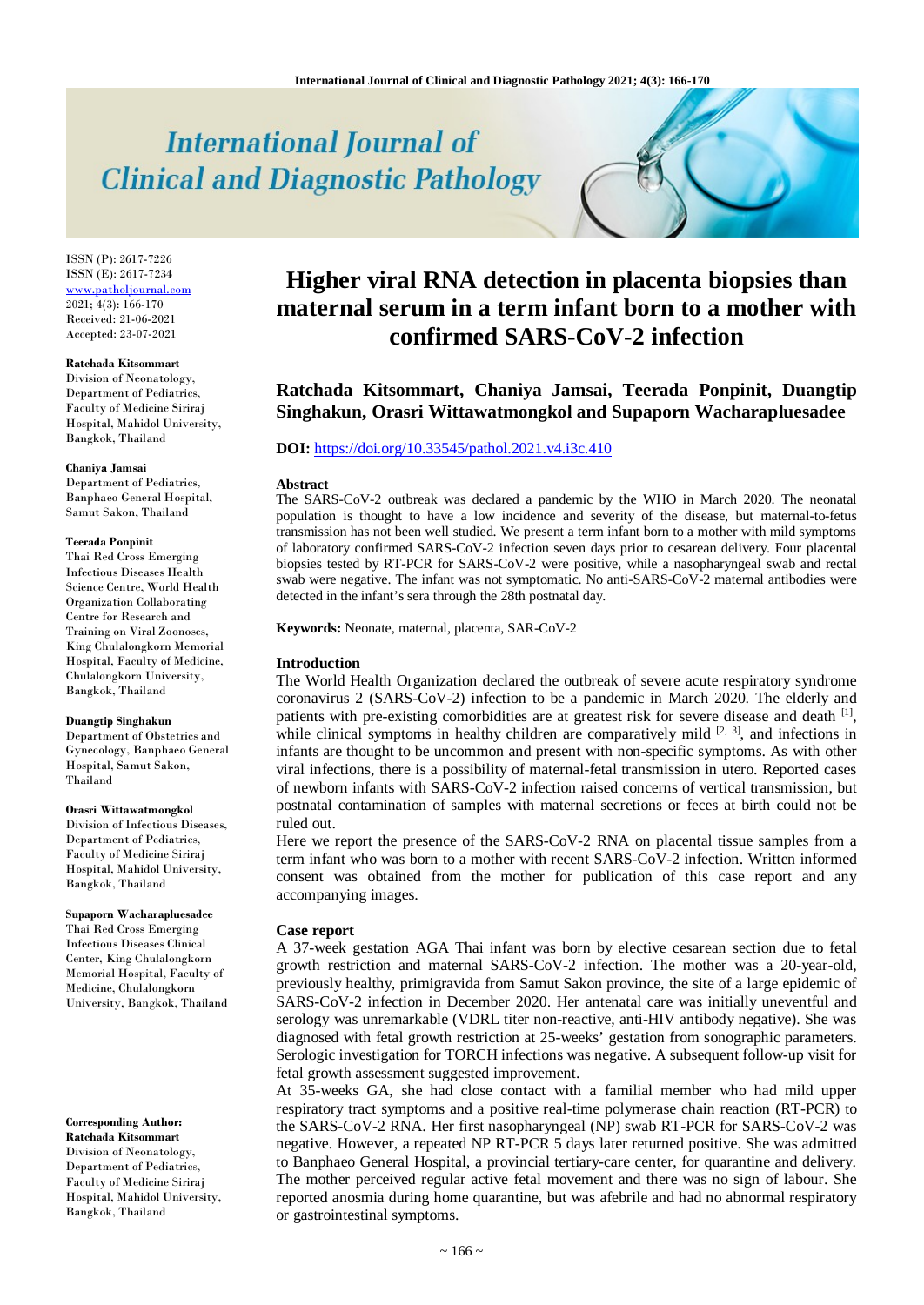# Higher viral RNA detection in placenta biopsies than maternal serum in a term infant born to a mother with confirmed SARS-CoV-2 infection

**Ratchada Kitsommart, Chaniya Jamsai, Teerada Ponpinit, Duangtip Singhakun, Orasri Wittawatmongkol and Supaporn Wacharapluesadee**

**DOI:** https://doi.org/10.33545/pathol.2021.v4.i3c.410

ISSN (P): 2617-7226
ISSN (E): 2617-7234
www.patholjournal.com
2021; 4(3): 166-170
Received: 21-06-2021
Accepted: 23-07-2021

**Ratchada Kitsommart**
Division of Neonatology, Department of Pediatrics, Faculty of Medicine Siriraj Hospital, Mahidol University, Bangkok, Thailand

**Chaniya Jamsai**
Department of Pediatrics, Banphaeo General Hospital, Samut Sakon, Thailand

**Teerada Ponpinit**
Thai Red Cross Emerging Infectious Diseases Health Science Centre, World Health Organization Collaborating Centre for Research and Training on Viral Zoonoses, King Chulalongkorn Memorial Hospital, Faculty of Medicine, Chulalongkorn University, Bangkok, Thailand

**Duangtip Singhakun**
Department of Obstetrics and Gynecology, Banphaeo General Hospital, Samut Sakon, Thailand

**Orasri Wittawatmongkol**
Division of Infectious Diseases, Department of Pediatrics, Faculty of Medicine Siriraj Hospital, Mahidol University, Bangkok, Thailand

**Supaporn Wacharapluesadee**
Thai Red Cross Emerging Infectious Diseases Clinical Center, King Chulalongkorn Memorial Hospital, Faculty of Medicine, Chulalongkorn University, Bangkok, Thailand

**Corresponding Author:**
**Ratchada Kitsommart**
Division of Neonatology, Department of Pediatrics, Faculty of Medicine Siriraj Hospital, Mahidol University, Bangkok, Thailand

## Abstract

The SARS-CoV-2 outbreak was declared a pandemic by the WHO in March 2020. The neonatal population is thought to have a low incidence and severity of the disease, but maternal-to-fetus transmission has not been well studied. We present a term infant born to a mother with mild symptoms of laboratory confirmed SARS-CoV-2 infection seven days prior to cesarean delivery. Four placental biopsies tested by RT-PCR for SARS-CoV-2 were positive, while a nasopharyngeal swab and rectal swab were negative. The infant was not symptomatic. No anti-SARS-CoV-2 maternal antibodies were detected in the infant's sera through the 28th postnatal day.

**Keywords:** Neonate, maternal, placenta, SAR-CoV-2

## Introduction

The World Health Organization declared the outbreak of severe acute respiratory syndrome coronavirus 2 (SARS-CoV-2) infection to be a pandemic in March 2020. The elderly and patients with pre-existing comorbidities are at greatest risk for severe disease and death [1], while clinical symptoms in healthy children are comparatively mild [2, 3], and infections in infants are thought to be uncommon and present with non-specific symptoms. As with other viral infections, there is a possibility of maternal-fetal transmission in utero. Reported cases of newborn infants with SARS-CoV-2 infection raised concerns of vertical transmission, but postnatal contamination of samples with maternal secretions or feces at birth could not be ruled out.

Here we report the presence of the SARS-CoV-2 RNA on placental tissue samples from a term infant who was born to a mother with recent SARS-CoV-2 infection. Written informed consent was obtained from the mother for publication of this case report and any accompanying images.

## Case report

A 37-week gestation AGA Thai infant was born by elective cesarean section due to fetal growth restriction and maternal SARS-CoV-2 infection. The mother was a 20-year-old, previously healthy, primigravida from Samut Sakon province, the site of a large epidemic of SARS-CoV-2 infection in December 2020. Her antenatal care was initially uneventful and serology was unremarkable (VDRL titer non-reactive, anti-HIV antibody negative). She was diagnosed with fetal growth restriction at 25-weeks' gestation from sonographic parameters. Serologic investigation for TORCH infections was negative. A subsequent follow-up visit for fetal growth assessment suggested improvement.

At 35-weeks GA, she had close contact with a familial member who had mild upper respiratory tract symptoms and a positive real-time polymerase chain reaction (RT-PCR) to the SARS-CoV-2 RNA. Her first nasopharyngeal (NP) swab RT-PCR for SARS-CoV-2 was negative. However, a repeated NP RT-PCR 5 days later returned positive. She was admitted to Banphaeo General Hospital, a provincial tertiary-care center, for quarantine and delivery. The mother perceived regular active fetal movement and there was no sign of labour. She reported anosmia during home quarantine, but was afebrile and had no abnormal respiratory or gastrointestinal symptoms.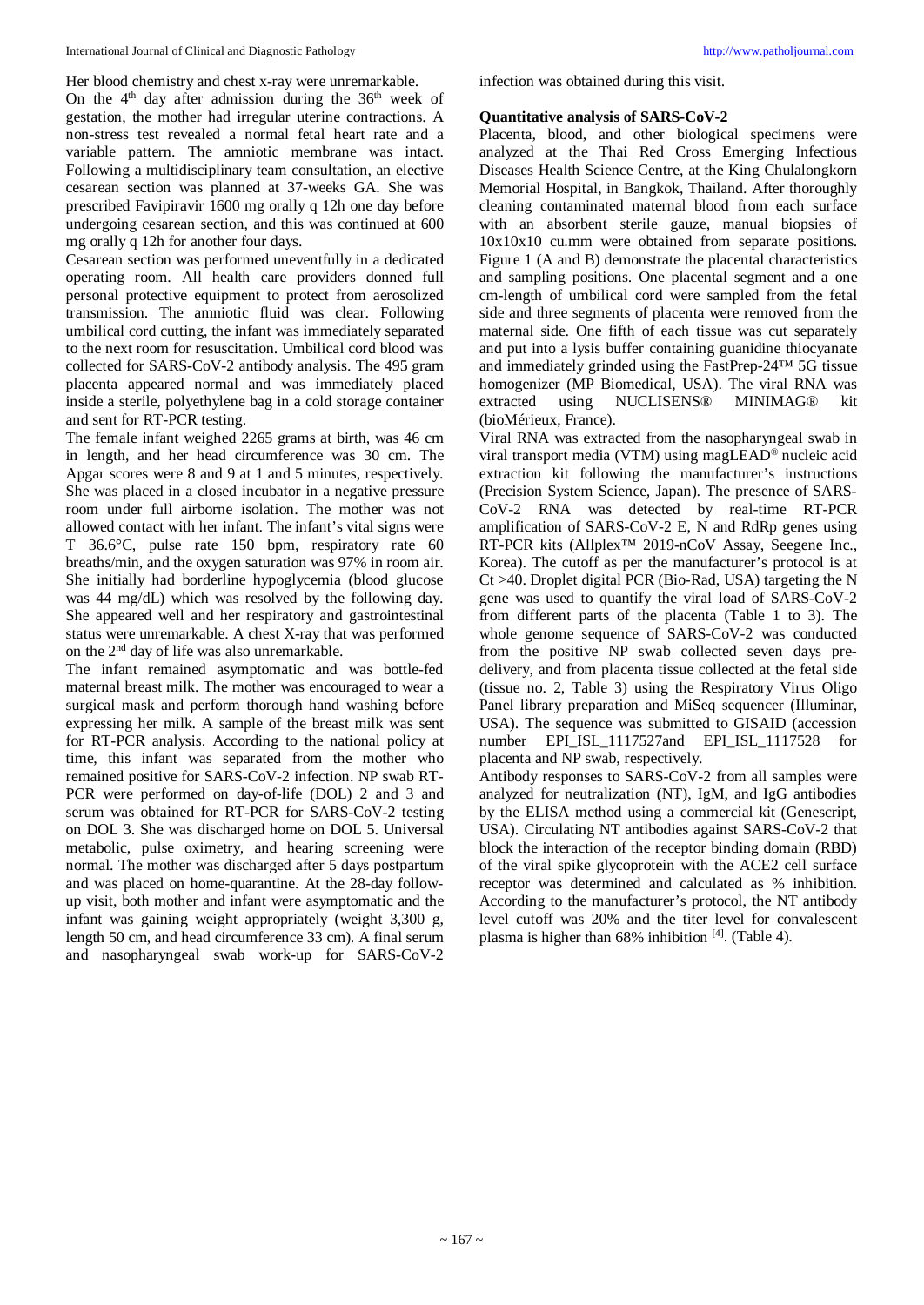Her blood chemistry and chest x-ray were unremarkable.

On the 4th day after admission during the 36th week of gestation, the mother had irregular uterine contractions. A non-stress test revealed a normal fetal heart rate and a variable pattern. The amniotic membrane was intact. Following a multidisciplinary team consultation, an elective cesarean section was planned at 37-weeks GA. She was prescribed Favipiravir 1600 mg orally q 12h one day before undergoing cesarean section, and this was continued at 600 mg orally q 12h for another four days.

Cesarean section was performed uneventfully in a dedicated operating room. All health care providers donned full personal protective equipment to protect from aerosolized transmission. The amniotic fluid was clear. Following umbilical cord cutting, the infant was immediately separated to the next room for resuscitation. Umbilical cord blood was collected for SARS-CoV-2 antibody analysis. The 495 gram placenta appeared normal and was immediately placed inside a sterile, polyethylene bag in a cold storage container and sent for RT-PCR testing.

The female infant weighed 2265 grams at birth, was 46 cm in length, and her head circumference was 30 cm. The Apgar scores were 8 and 9 at 1 and 5 minutes, respectively. She was placed in a closed incubator in a negative pressure room under full airborne isolation. The mother was not allowed contact with her infant. The infant's vital signs were T 36.6°C, pulse rate 150 bpm, respiratory rate 60 breaths/min, and the oxygen saturation was 97% in room air. She initially had borderline hypoglycemia (blood glucose was 44 mg/dL) which was resolved by the following day. She appeared well and her respiratory and gastrointestinal status were unremarkable. A chest X-ray that was performed on the 2nd day of life was also unremarkable.

The infant remained asymptomatic and was bottle-fed maternal breast milk. The mother was encouraged to wear a surgical mask and perform thorough hand washing before expressing her milk. A sample of the breast milk was sent for RT-PCR analysis. According to the national policy at time, this infant was separated from the mother who remained positive for SARS-CoV-2 infection. NP swab RT-PCR were performed on day-of-life (DOL) 2 and 3 and serum was obtained for RT-PCR for SARS-CoV-2 testing on DOL 3. She was discharged home on DOL 5. Universal metabolic, pulse oximetry, and hearing screening were normal. The mother was discharged after 5 days postpartum and was placed on home-quarantine. At the 28-day follow-up visit, both mother and infant were asymptomatic and the infant was gaining weight appropriately (weight 3,300 g, length 50 cm, and head circumference 33 cm). A final serum and nasopharyngeal swab work-up for SARS-CoV-2 infection was obtained during this visit.

### Quantitative analysis of SARS-CoV-2

Placenta, blood, and other biological specimens were analyzed at the Thai Red Cross Emerging Infectious Diseases Health Science Centre, at the King Chulalongkorn Memorial Hospital, in Bangkok, Thailand. After thoroughly cleaning contaminated maternal blood from each surface with an absorbent sterile gauze, manual biopsies of 10x10x10 cu.mm were obtained from separate positions. Figure 1 (A and B) demonstrate the placental characteristics and sampling positions. One placental segment and a one cm-length of umbilical cord were sampled from the fetal side and three segments of placenta were removed from the maternal side. One fifth of each tissue was cut separately and put into a lysis buffer containing guanidine thiocyanate and immediately grinded using the FastPrep-24™ 5G tissue homogenizer (MP Biomedical, USA). The viral RNA was extracted using NUCLISENS® MINIMAG® kit (bioMérieux, France).

Viral RNA was extracted from the nasopharyngeal swab in viral transport media (VTM) using magLEAD® nucleic acid extraction kit following the manufacturer's instructions (Precision System Science, Japan). The presence of SARS-CoV-2 RNA was detected by real-time RT-PCR amplification of SARS-CoV-2 E, N and RdRp genes using RT-PCR kits (Allplex™ 2019-nCoV Assay, Seegene Inc., Korea). The cutoff as per the manufacturer's protocol is at Ct >40. Droplet digital PCR (Bio-Rad, USA) targeting the N gene was used to quantify the viral load of SARS-CoV-2 from different parts of the placenta (Table 1 to 3). The whole genome sequence of SARS-CoV-2 was conducted from the positive NP swab collected seven days pre-delivery, and from placenta tissue collected at the fetal side (tissue no. 2, Table 3) using the Respiratory Virus Oligo Panel library preparation and MiSeq sequencer (Illuminar, USA). The sequence was submitted to GISAID (accession number EPI_ISL_1117527and EPI_ISL_1117528 for placenta and NP swab, respectively.

Antibody responses to SARS-CoV-2 from all samples were analyzed for neutralization (NT), IgM, and IgG antibodies by the ELISA method using a commercial kit (Genescript, USA). Circulating NT antibodies against SARS-CoV-2 that block the interaction of the receptor binding domain (RBD) of the viral spike glycoprotein with the ACE2 cell surface receptor was determined and calculated as % inhibition. According to the manufacturer's protocol, the NT antibody level cutoff was 20% and the titer level for convalescent plasma is higher than 68% inhibition [4]. (Table 4).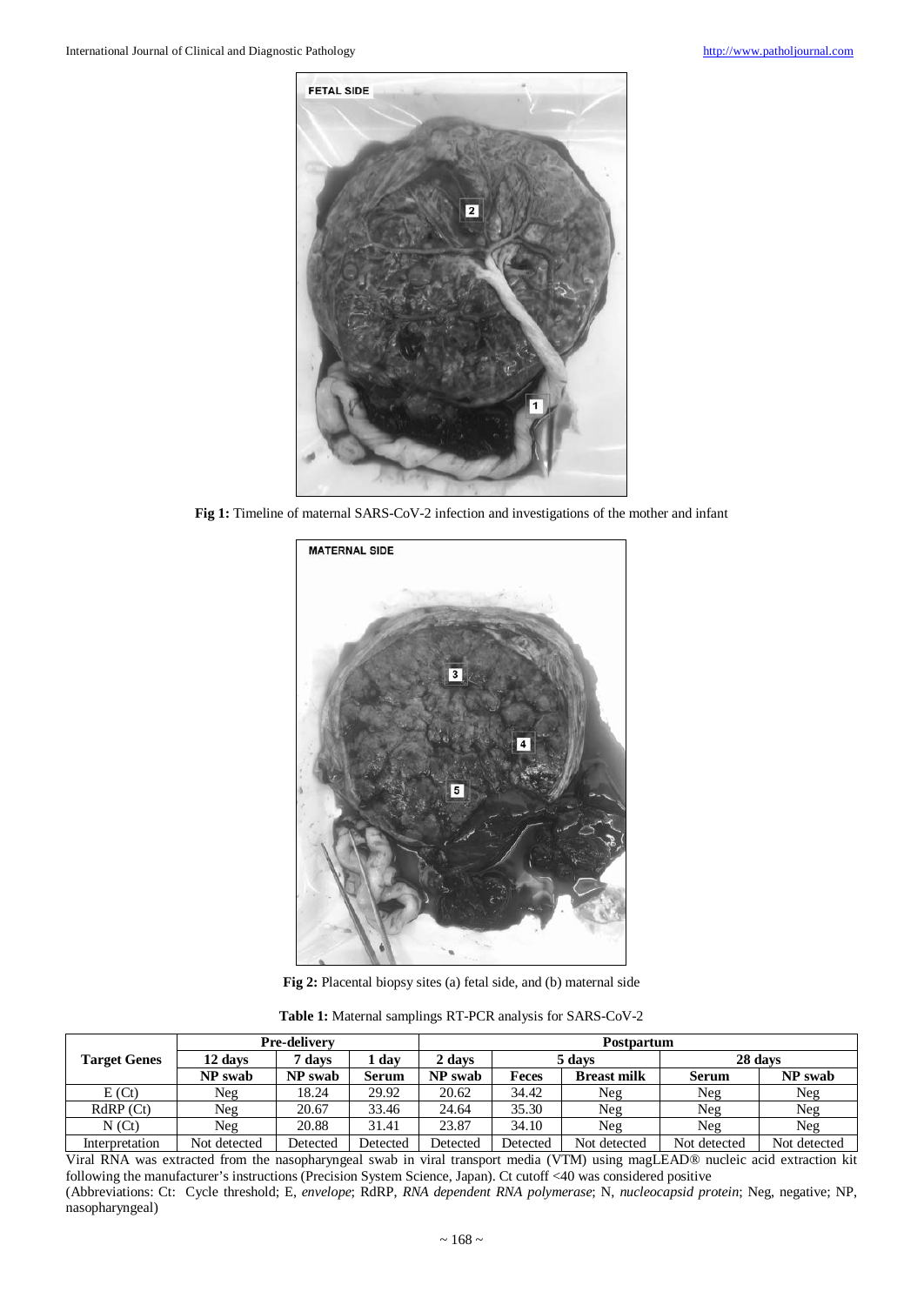**Fig 1:** Timeline of maternal SARS-CoV-2 infection and investigations of the mother and infant

**Fig 2:** Placental biopsy sites (a) fetal side, and (b) maternal side

**Table 1:** Maternal samplings RT-PCR analysis for SARS-CoV-2

| Target Genes | Pre-delivery | | | Postpartum | | | | |
|---|---|---|---|---|---|---|---|---|
| | 12 days | 7 days | 1 day | 2 days | 5 days | | 28 days | |
| | NP swab | NP swab | Serum | NP swab | Feces | Breast milk | Serum | NP swab |
| E (Ct) | Neg | 18.24 | 29.92 | 20.62 | 34.42 | Neg | Neg | Neg |
| RdRP (Ct) | Neg | 20.67 | 33.46 | 24.64 | 35.30 | Neg | Neg | Neg |
| N (Ct) | Neg | 20.88 | 31.41 | 23.87 | 34.10 | Neg | Neg | Neg |
| Interpretation | Not detected | Detected | Detected | Detected | Detected | Not detected | Not detected | Not detected |

Viral RNA was extracted from the nasopharyngeal swab in viral transport media (VTM) using magLEAD® nucleic acid extraction kit following the manufacturer's instructions (Precision System Science, Japan). Ct cutoff <40 was considered positive

(Abbreviations: Ct: Cycle threshold; E, *envelope*; RdRP, *RNA dependent RNA polymerase*; N, *nucleocapsid protein*; Neg, negative; NP, nasopharyngeal)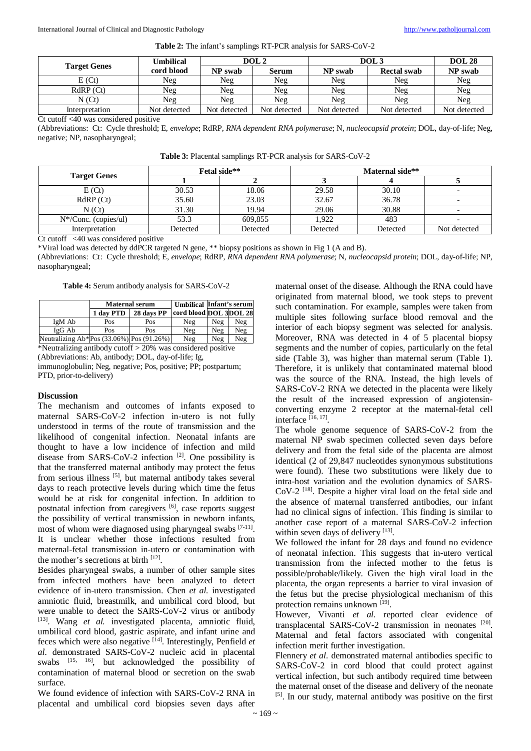**Table 2:** The infant's samplings RT-PCR analysis for SARS-CoV-2

| Target Genes | Umbilical cord blood | DOL 2 | | DOL 3 | | DOL 28 |
|---|---|---|---|---|---|---|
| | | NP swab | Serum | NP swab | Rectal swab | NP swab |
| E (Ct) | Neg | Neg | Neg | Neg | Neg | Neg |
| RdRP (Ct) | Neg | Neg | Neg | Neg | Neg | Neg |
| N (Ct) | Neg | Neg | Neg | Neg | Neg | Neg |
| Interpretation | Not detected | Not detected | Not detected | Not detected | Not detected | Not detected |

Ct cutoff <40 was considered positive

(Abbreviations: Ct: Cycle threshold; E, *envelope*; RdRP, *RNA dependent RNA polymerase*; N, *nucleocapsid protein*; DOL, day-of-life; Neg, negative; NP, nasopharyngeal;

**Table 3:** Placental samplings RT-PCR analysis for SARS-CoV-2

| Target Genes | Fetal side** | | Maternal side** | | |
|---|---|---|---|---|---|
| | 1 | 2 | 3 | 4 | 5 |
| E (Ct) | 30.53 | 18.06 | 29.58 | 30.10 | - |
| RdRP (Ct) | 35.60 | 23.03 | 32.67 | 36.78 | - |
| N (Ct) | 31.30 | 19.94 | 29.06 | 30.88 | - |
| N*/Conc. (copies/ul) | 53.3 | 609,855 | 1,922 | 483 | - |
| Interpretation | Detected | Detected | Detected | Detected | Not detected |

Ct cutoff <40 was considered positive

*Viral load was detected by ddPCR targeted N gene, ** biopsy positions as shown in Fig 1 (A and B).

(Abbreviations: Ct: Cycle threshold; E, *envelope*; RdRP, *RNA dependent RNA polymerase*; N, *nucleocapsid protein*; DOL, day-of-life; NP, nasopharyngeal;

**Table 4:** Serum antibody analysis for SARS-CoV-2

| | Maternal serum | | Umbilical | Infant's serum | |
|---|---|---|---|---|---|
| | 1 day PTD | 28 days PP | cord blood | DOL 3 | DOL 28 |
| IgM Ab | Pos | Pos | Neg | Neg | Neg |
| IgG Ab | Pos | Pos | Neg | Neg | Neg |
| Neutralizing Ab* | Pos (33.06%) | Pos (91.26%) | Neg | Neg | Neg |

*Neutralizing antibody cutoff > 20% was considered positive

(Abbreviations: Ab, antibody; DOL, day-of-life; Ig, immunoglobulin; Neg, negative; Pos, positive; PP; postpartum; PTD, prior-to-delivery)

## Discussion

The mechanism and outcomes of infants exposed to maternal SARS-CoV-2 infection in-utero is not fully understood in terms of the route of transmission and the likelihood of congenital infection. Neonatal infants are thought to have a low incidence of infection and mild disease from SARS-CoV-2 infection [2]. One possibility is that the transferred maternal antibody may protect the fetus from serious illness [5], but maternal antibody takes several days to reach protective levels during which time the fetus would be at risk for congenital infection. In addition to postnatal infection from caregivers [6], case reports suggest the possibility of vertical transmission in newborn infants, most of whom were diagnosed using pharyngeal swabs [7-11]. It is unclear whether those infections resulted from maternal-fetal transmission in-utero or contamination with the mother's secretions at birth [12].

Besides pharyngeal swabs, a number of other sample sites from infected mothers have been analyzed to detect evidence of in-utero transmission. Chen *et al.* investigated amniotic fluid, breastmilk, and umbilical cord blood, but were unable to detect the SARS-CoV-2 virus or antibody [13]. Wang *et al.* investigated placenta, amniotic fluid, umbilical cord blood, gastric aspirate, and infant urine and feces which were also negative [14]. Interestingly, Penfield *et al.* demonstrated SARS-CoV-2 nucleic acid in placental swabs [15, 16], but acknowledged the possibility of contamination of maternal blood or secretion on the swab surface.

We found evidence of infection with SARS-CoV-2 RNA in placental and umbilical cord biopsies seven days after maternal onset of the disease. Although the RNA could have originated from maternal blood, we took steps to prevent such contamination. For example, samples were taken from multiple sites following surface blood removal and the interior of each biopsy segment was selected for analysis. Moreover, RNA was detected in 4 of 5 placental biopsy segments and the number of copies, particularly on the fetal side (Table 3), was higher than maternal serum (Table 1). Therefore, it is unlikely that contaminated maternal blood was the source of the RNA. Instead, the high levels of SARS-CoV-2 RNA we detected in the placenta were likely the result of the increased expression of angiotensin-converting enzyme 2 receptor at the maternal-fetal cell interface [16, 17].

The whole genome sequence of SARS-CoV-2 from the maternal NP swab specimen collected seven days before delivery and from the fetal side of the placenta are almost identical (2 of 29,847 nucleotides synonymous substitutions were found). These two substitutions were likely due to intra-host variation and the evolution dynamics of SARS-CoV-2 [18]. Despite a higher viral load on the fetal side and the absence of maternal transferred antibodies, our infant had no clinical signs of infection. This finding is similar to another case report of a maternal SARS-CoV-2 infection within seven days of delivery [13].

We followed the infant for 28 days and found no evidence of neonatal infection. This suggests that in-utero vertical transmission from the infected mother to the fetus is possible/probable/likely. Given the high viral load in the placenta, the organ represents a barrier to viral invasion of the fetus but the precise physiological mechanism of this protection remains unknown [19].

However, Vivanti *et al.* reported clear evidence of transplacental SARS-CoV-2 transmission in neonates [20]. Maternal and fetal factors associated with congenital infection merit further investigation.

Flennery *et al.* demonstrated maternal antibodies specific to SARS-CoV-2 in cord blood that could protect against vertical infection, but such antibody required time between the maternal onset of the disease and delivery of the neonate [5]. In our study, maternal antibody was positive on the first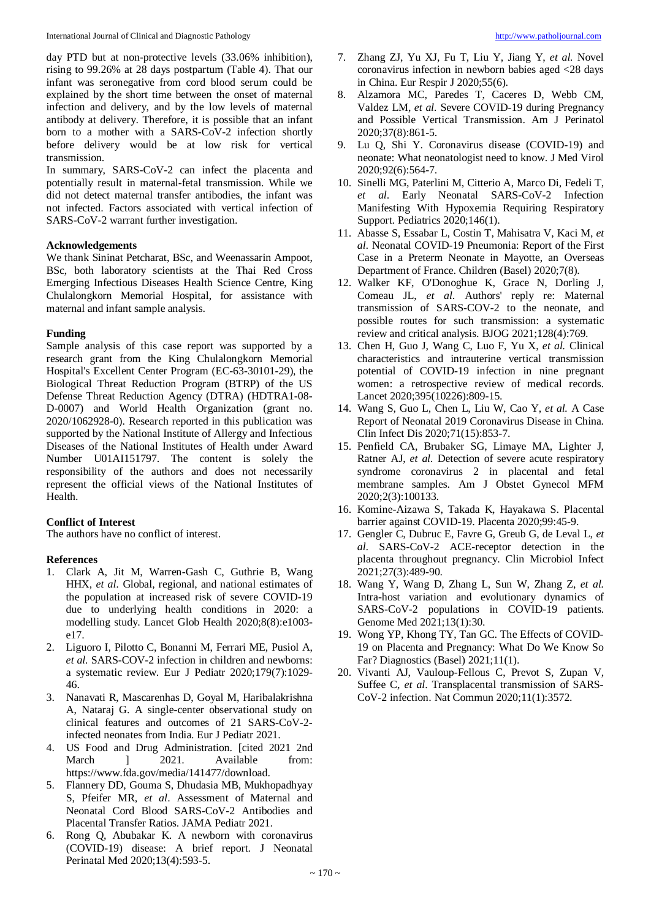day PTD but at non-protective levels (33.06% inhibition), rising to 99.26% at 28 days postpartum (Table 4). That our infant was seronegative from cord blood serum could be explained by the short time between the onset of maternal infection and delivery, and by the low levels of maternal antibody at delivery. Therefore, it is possible that an infant born to a mother with a SARS-CoV-2 infection shortly before delivery would be at low risk for vertical transmission.

In summary, SARS-CoV-2 can infect the placenta and potentially result in maternal-fetal transmission. While we did not detect maternal transfer antibodies, the infant was not infected. Factors associated with vertical infection of SARS-CoV-2 warrant further investigation.

## Acknowledgements

We thank Sininat Petcharat, BSc, and Weenassarin Ampoot, BSc, both laboratory scientists at the Thai Red Cross Emerging Infectious Diseases Health Science Centre, King Chulalongkorn Memorial Hospital, for assistance with maternal and infant sample analysis.

## Funding

Sample analysis of this case report was supported by a research grant from the King Chulalongkorn Memorial Hospital's Excellent Center Program (EC-63-30101-29), the Biological Threat Reduction Program (BTRP) of the US Defense Threat Reduction Agency (DTRA) (HDTRA1-08-D-0007) and World Health Organization (grant no. 2020/1062928-0). Research reported in this publication was supported by the National Institute of Allergy and Infectious Diseases of the National Institutes of Health under Award Number U01AI151797. The content is solely the responsibility of the authors and does not necessarily represent the official views of the National Institutes of Health.

## Conflict of Interest

The authors have no conflict of interest.

## References

1. Clark A, Jit M, Warren-Gash C, Guthrie B, Wang HHX, *et al*. Global, regional, and national estimates of the population at increased risk of severe COVID-19 due to underlying health conditions in 2020: a modelling study. Lancet Glob Health 2020;8(8):e1003-e17.
2. Liguoro I, Pilotto C, Bonanni M, Ferrari ME, Pusiol A, *et al.* SARS-COV-2 infection in children and newborns: a systematic review. Eur J Pediatr 2020;179(7):1029-46.
3. Nanavati R, Mascarenhas D, Goyal M, Haribalakrishna A, Nataraj G. A single-center observational study on clinical features and outcomes of 21 SARS-CoV-2-infected neonates from India. Eur J Pediatr 2021.
4. US Food and Drug Administration. [cited 2021 2nd March ] 2021. Available from: https://www.fda.gov/media/141477/download.
5. Flannery DD, Gouma S, Dhudasia MB, Mukhopadhyay S, Pfeifer MR, *et al*. Assessment of Maternal and Neonatal Cord Blood SARS-CoV-2 Antibodies and Placental Transfer Ratios. JAMA Pediatr 2021.
6. Rong Q, Abubakar K. A newborn with coronavirus (COVID-19) disease: A brief report. J Neonatal Perinatal Med 2020;13(4):593-5.
7. Zhang ZJ, Yu XJ, Fu T, Liu Y, Jiang Y, *et al.* Novel coronavirus infection in newborn babies aged <28 days in China. Eur Respir J 2020;55(6).
8. Alzamora MC, Paredes T, Caceres D, Webb CM, Valdez LM, *et al.* Severe COVID-19 during Pregnancy and Possible Vertical Transmission. Am J Perinatol 2020;37(8):861-5.
9. Lu Q, Shi Y. Coronavirus disease (COVID-19) and neonate: What neonatologist need to know. J Med Virol 2020;92(6):564-7.
10. Sinelli MG, Paterlini M, Citterio A, Marco Di, Fedeli T, *et al*. Early Neonatal SARS-CoV-2 Infection Manifesting With Hypoxemia Requiring Respiratory Support. Pediatrics 2020;146(1).
11. Abasse S, Essabar L, Costin T, Mahisatra V, Kaci M, *et al*. Neonatal COVID-19 Pneumonia: Report of the First Case in a Preterm Neonate in Mayotte, an Overseas Department of France. Children (Basel) 2020;7(8).
12. Walker KF, O'Donoghue K, Grace N, Dorling J, Comeau JL, *et al.* Authors' reply re: Maternal transmission of SARS-COV-2 to the neonate, and possible routes for such transmission: a systematic review and critical analysis. BJOG 2021;128(4):769.
13. Chen H, Guo J, Wang C, Luo F, Yu X, *et al.* Clinical characteristics and intrauterine vertical transmission potential of COVID-19 infection in nine pregnant women: a retrospective review of medical records. Lancet 2020;395(10226):809-15.
14. Wang S, Guo L, Chen L, Liu W, Cao Y, *et al.* A Case Report of Neonatal 2019 Coronavirus Disease in China. Clin Infect Dis 2020;71(15):853-7.
15. Penfield CA, Brubaker SG, Limaye MA, Lighter J, Ratner AJ, *et al.* Detection of severe acute respiratory syndrome coronavirus 2 in placental and fetal membrane samples. Am J Obstet Gynecol MFM 2020;2(3):100133.
16. Komine-Aizawa S, Takada K, Hayakawa S. Placental barrier against COVID-19. Placenta 2020;99:45-9.
17. Gengler C, Dubruc E, Favre G, Greub G, de Leval L, *et al*. SARS-CoV-2 ACE-receptor detection in the placenta throughout pregnancy. Clin Microbiol Infect 2021;27(3):489-90.
18. Wang Y, Wang D, Zhang L, Sun W, Zhang Z, *et al.* Intra-host variation and evolutionary dynamics of SARS-CoV-2 populations in COVID-19 patients. Genome Med 2021;13(1):30.
19. Wong YP, Khong TY, Tan GC. The Effects of COVID-19 on Placenta and Pregnancy: What Do We Know So Far? Diagnostics (Basel) 2021;11(1).
20. Vivanti AJ, Vauloup-Fellous C, Prevot S, Zupan V, Suffee C, *et al*. Transplacental transmission of SARS-CoV-2 infection. Nat Commun 2020;11(1):3572.